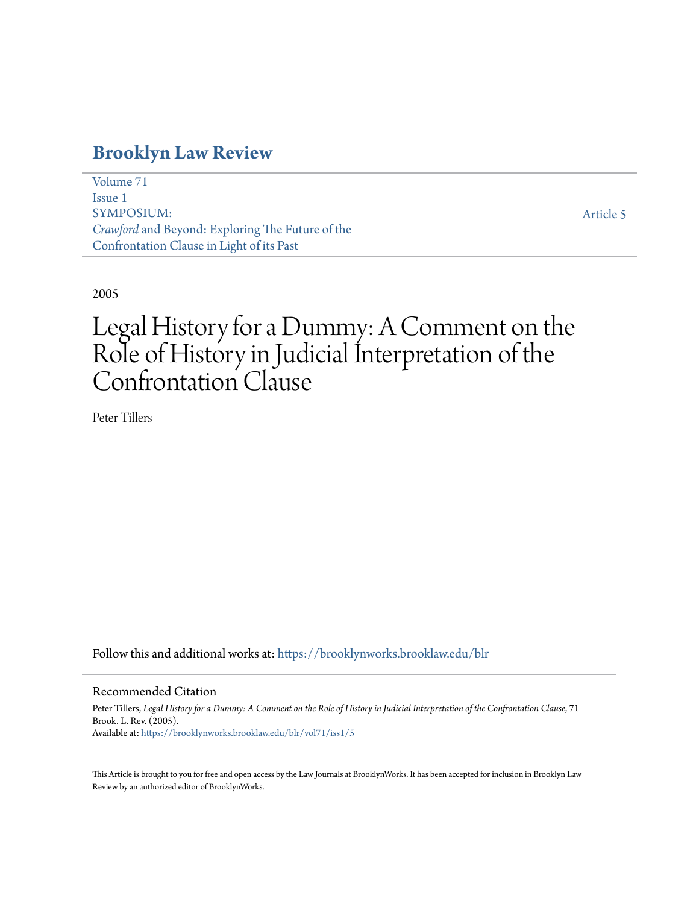# Brooklyn Law Review

Volume 71
Issue 1
SYMPOSIUM:
*Crawford* and Beyond: Exploring The Future of the Confrontation Clause in Light of its Past

Article 5

2005

# Legal History for a Dummy: A Comment on the Role of History in Judicial Interpretation of the Confrontation Clause

Peter Tillers

Follow this and additional works at: https://brooklynworks.brooklaw.edu/blr

## Recommended Citation

Peter Tillers, *Legal History for a Dummy: A Comment on the Role of History in Judicial Interpretation of the Confrontation Clause*, 71 Brook. L. Rev. (2005).
Available at: https://brooklynworks.brooklaw.edu/blr/vol71/iss1/5

This Article is brought to you for free and open access by the Law Journals at BrooklynWorks. It has been accepted for inclusion in Brooklyn Law Review by an authorized editor of BrooklynWorks.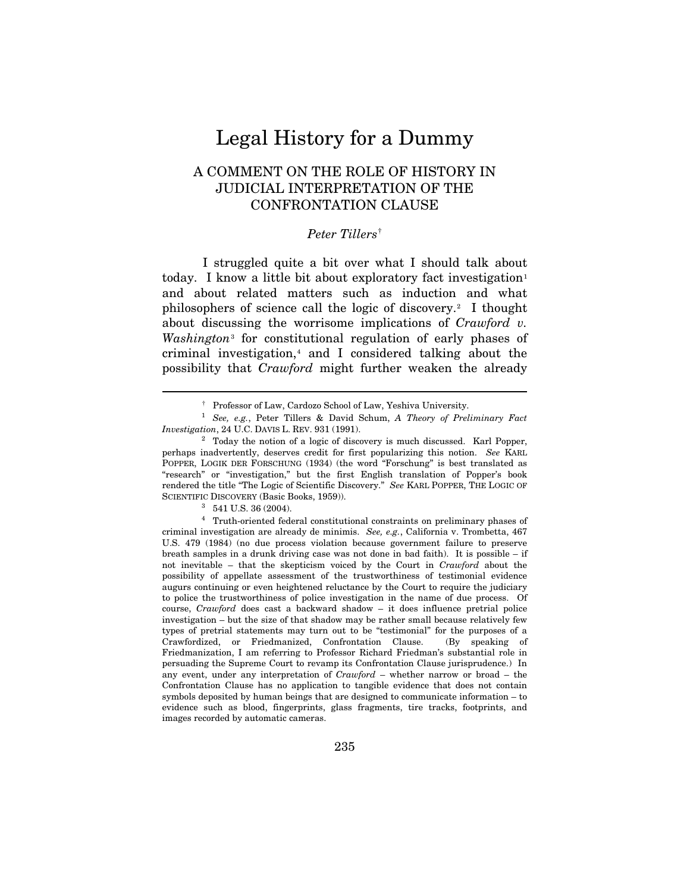# Legal History for a Dummy

## A COMMENT ON THE ROLE OF HISTORY IN JUDICIAL INTERPRETATION OF THE CONFRONTATION CLAUSE

*Peter Tillers*[†]

I struggled quite a bit over what I should talk about today. I know a little bit about exploratory fact investigation[1] and about related matters such as induction and what philosophers of science call the logic of discovery.[2] I thought about discussing the worrisome implications of *Crawford v. Washington*[3] for constitutional regulation of early phases of criminal investigation,[4] and I considered talking about the possibility that *Crawford* might further weaken the already

---

[†] Professor of Law, Cardozo School of Law, Yeshiva University.

[1] *See, e.g.*, Peter Tillers & David Schum, *A Theory of Preliminary Fact Investigation*, 24 U.C. DAVIS L. REV. 931 (1991).

[2] Today the notion of a logic of discovery is much discussed. Karl Popper, perhaps inadvertently, deserves credit for first popularizing this notion. *See* KARL POPPER, LOGIK DER FORSCHUNG (1934) (the word "Forschung" is best translated as "research" or "investigation," but the first English translation of Popper's book rendered the title "The Logic of Scientific Discovery." *See* KARL POPPER, THE LOGIC OF SCIENTIFIC DISCOVERY (Basic Books, 1959)).

[3] 541 U.S. 36 (2004).

[4] Truth-oriented federal constitutional constraints on preliminary phases of criminal investigation are already de minimis. *See, e.g.*, California v. Trombetta, 467 U.S. 479 (1984) (no due process violation because government failure to preserve breath samples in a drunk driving case was not done in bad faith). It is possible – if not inevitable – that the skepticism voiced by the Court in *Crawford* about the possibility of appellate assessment of the trustworthiness of testimonial evidence augurs continuing or even heightened reluctance by the Court to require the judiciary to police the trustworthiness of police investigation in the name of due process. Of course, *Crawford* does cast a backward shadow – it does influence pretrial police investigation – but the size of that shadow may be rather small because relatively few types of pretrial statements may turn out to be "testimonial" for the purposes of a Crawfordized, or Friedmanized, Confrontation Clause. (By speaking of Friedmanization, I am referring to Professor Richard Friedman's substantial role in persuading the Supreme Court to revamp its Confrontation Clause jurisprudence.) In any event, under any interpretation of *Crawford* – whether narrow or broad – the Confrontation Clause has no application to tangible evidence that does not contain symbols deposited by human beings that are designed to communicate information – to evidence such as blood, fingerprints, glass fragments, tire tracks, footprints, and images recorded by automatic cameras.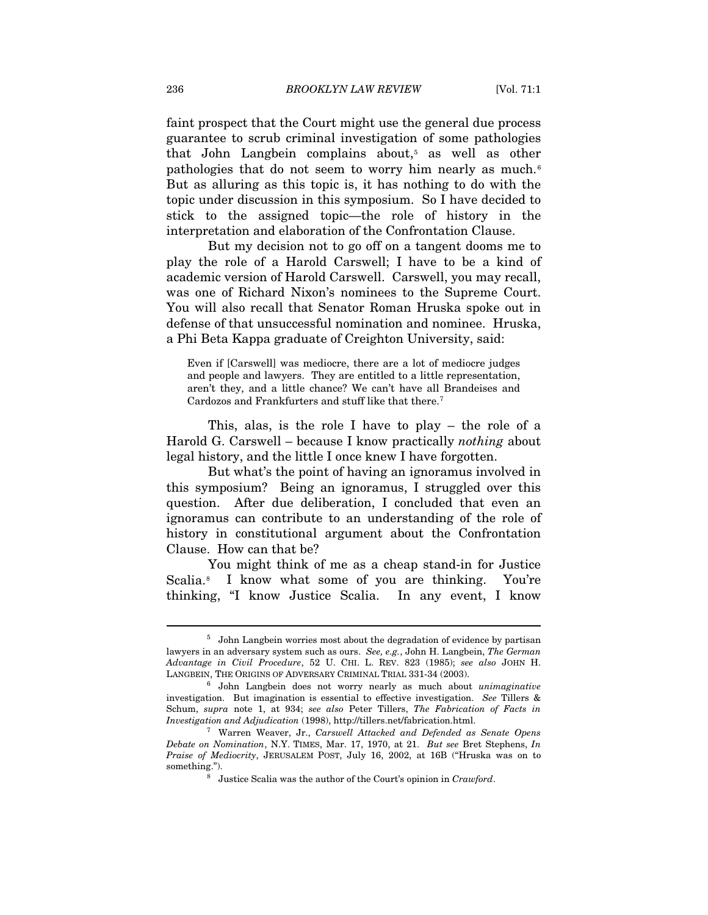faint prospect that the Court might use the general due process guarantee to scrub criminal investigation of some pathologies that John Langbein complains about,[5] as well as other pathologies that do not seem to worry him nearly as much.[6] But as alluring as this topic is, it has nothing to do with the topic under discussion in this symposium. So I have decided to stick to the assigned topic—the role of history in the interpretation and elaboration of the Confrontation Clause.

But my decision not to go off on a tangent dooms me to play the role of a Harold Carswell; I have to be a kind of academic version of Harold Carswell. Carswell, you may recall, was one of Richard Nixon's nominees to the Supreme Court. You will also recall that Senator Roman Hruska spoke out in defense of that unsuccessful nomination and nominee. Hruska, a Phi Beta Kappa graduate of Creighton University, said:

> Even if [Carswell] was mediocre, there are a lot of mediocre judges and people and lawyers. They are entitled to a little representation, aren't they, and a little chance? We can't have all Brandeises and Cardozos and Frankfurters and stuff like that there.[7]

This, alas, is the role I have to play – the role of a Harold G. Carswell – because I know practically *nothing* about legal history, and the little I once knew I have forgotten.

But what's the point of having an ignoramus involved in this symposium? Being an ignoramus, I struggled over this question. After due deliberation, I concluded that even an ignoramus can contribute to an understanding of the role of history in constitutional argument about the Confrontation Clause. How can that be?

You might think of me as a cheap stand-in for Justice Scalia.[8] I know what some of you are thinking. You're thinking, "I know Justice Scalia. In any event, I know

---

[5] John Langbein worries most about the degradation of evidence by partisan lawyers in an adversary system such as ours. *See, e.g.*, John H. Langbein, *The German Advantage in Civil Procedure*, 52 U. CHI. L. REV. 823 (1985); *see also* JOHN H. LANGBEIN, THE ORIGINS OF ADVERSARY CRIMINAL TRIAL 331-34 (2003).

[6] John Langbein does not worry nearly as much about *unimaginative* investigation. But imagination is essential to effective investigation. *See* Tillers & Schum, *supra* note 1, at 934; *see also* Peter Tillers, *The Fabrication of Facts in Investigation and Adjudication* (1998), http://tillers.net/fabrication.html.

[7] Warren Weaver, Jr., *Carswell Attacked and Defended as Senate Opens Debate on Nomination*, N.Y. TIMES, Mar. 17, 1970, at 21. *But see* Bret Stephens, *In Praise of Mediocrity*, JERUSALEM POST, July 16, 2002, at 16B ("Hruska was on to something.").

[8] Justice Scalia was the author of the Court's opinion in *Crawford*.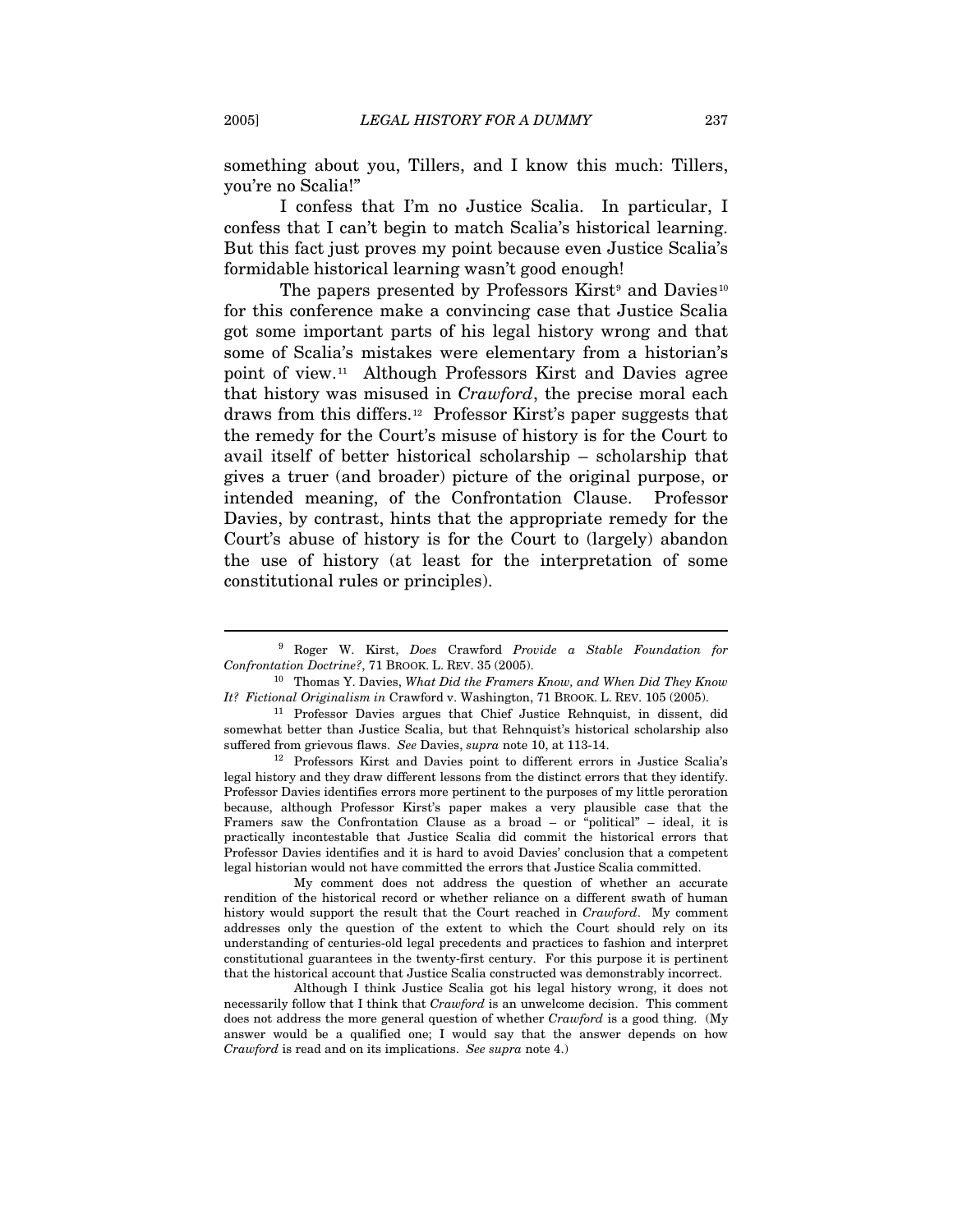something about you, Tillers, and I know this much: Tillers, you're no Scalia!"

I confess that I'm no Justice Scalia. In particular, I confess that I can't begin to match Scalia's historical learning. But this fact just proves my point because even Justice Scalia's formidable historical learning wasn't good enough!

The papers presented by Professors Kirst[9] and Davies[10] for this conference make a convincing case that Justice Scalia got some important parts of his legal history wrong and that some of Scalia's mistakes were elementary from a historian's point of view.[11] Although Professors Kirst and Davies agree that history was misused in *Crawford*, the precise moral each draws from this differs.[12] Professor Kirst's paper suggests that the remedy for the Court's misuse of history is for the Court to avail itself of better historical scholarship – scholarship that gives a truer (and broader) picture of the original purpose, or intended meaning, of the Confrontation Clause. Professor Davies, by contrast, hints that the appropriate remedy for the Court's abuse of history is for the Court to (largely) abandon the use of history (at least for the interpretation of some constitutional rules or principles).

---

[9] Roger W. Kirst, *Does* Crawford *Provide a Stable Foundation for Confrontation Doctrine?*, 71 BROOK. L. REV. 35 (2005).

[10] Thomas Y. Davies, *What Did the Framers Know, and When Did They Know It? Fictional Originalism in* Crawford v. Washington, 71 BROOK. L. REV. 105 (2005).

[11] Professor Davies argues that Chief Justice Rehnquist, in dissent, did somewhat better than Justice Scalia, but that Rehnquist's historical scholarship also suffered from grievous flaws. *See* Davies, *supra* note 10, at 113-14.

[12] Professors Kirst and Davies point to different errors in Justice Scalia's legal history and they draw different lessons from the distinct errors that they identify. Professor Davies identifies errors more pertinent to the purposes of my little peroration because, although Professor Kirst's paper makes a very plausible case that the Framers saw the Confrontation Clause as a broad – or "political" – ideal, it is practically incontestable that Justice Scalia did commit the historical errors that Professor Davies identifies and it is hard to avoid Davies' conclusion that a competent legal historian would not have committed the errors that Justice Scalia committed.

My comment does not address the question of whether an accurate rendition of the historical record or whether reliance on a different swath of human history would support the result that the Court reached in *Crawford*. My comment addresses only the question of the extent to which the Court should rely on its understanding of centuries-old legal precedents and practices to fashion and interpret constitutional guarantees in the twenty-first century. For this purpose it is pertinent that the historical account that Justice Scalia constructed was demonstrably incorrect.

Although I think Justice Scalia got his legal history wrong, it does not necessarily follow that I think that *Crawford* is an unwelcome decision. This comment does not address the more general question of whether *Crawford* is a good thing. (My answer would be a qualified one; I would say that the answer depends on how *Crawford* is read and on its implications. *See supra* note 4.)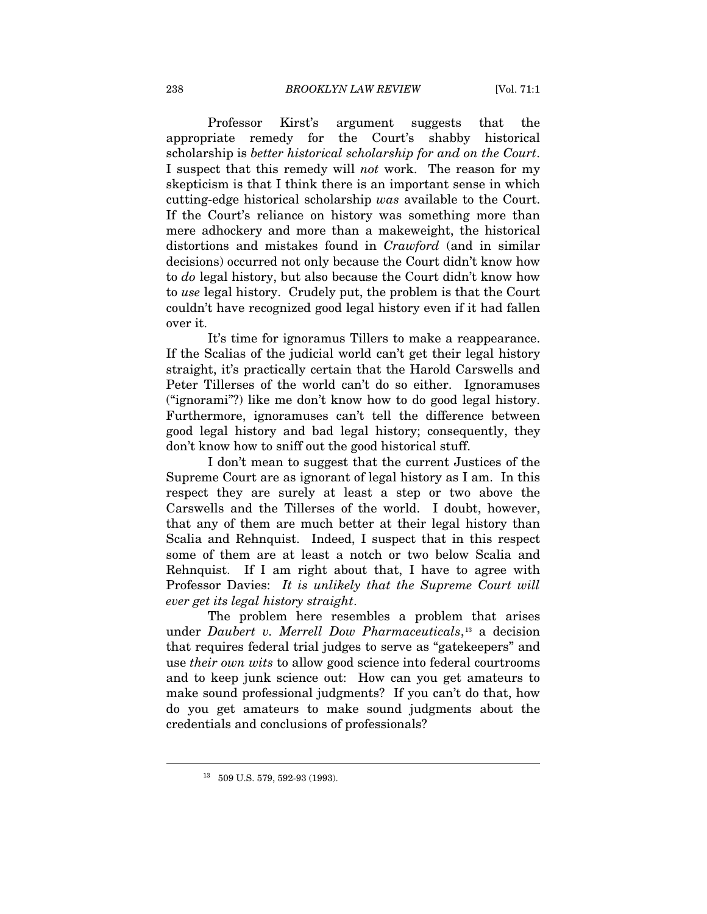Professor Kirst's argument suggests that the appropriate remedy for the Court's shabby historical scholarship is *better historical scholarship for and on the Court*. I suspect that this remedy will *not* work. The reason for my skepticism is that I think there is an important sense in which cutting-edge historical scholarship *was* available to the Court. If the Court's reliance on history was something more than mere adhockery and more than a makeweight, the historical distortions and mistakes found in *Crawford* (and in similar decisions) occurred not only because the Court didn't know how to *do* legal history, but also because the Court didn't know how to *use* legal history. Crudely put, the problem is that the Court couldn't have recognized good legal history even if it had fallen over it.

It's time for ignoramus Tillers to make a reappearance. If the Scalias of the judicial world can't get their legal history straight, it's practically certain that the Harold Carswells and Peter Tillerses of the world can't do so either. Ignoramuses ("ignorami"?) like me don't know how to do good legal history. Furthermore, ignoramuses can't tell the difference between good legal history and bad legal history; consequently, they don't know how to sniff out the good historical stuff.

I don't mean to suggest that the current Justices of the Supreme Court are as ignorant of legal history as I am. In this respect they are surely at least a step or two above the Carswells and the Tillerses of the world. I doubt, however, that any of them are much better at their legal history than Scalia and Rehnquist. Indeed, I suspect that in this respect some of them are at least a notch or two below Scalia and Rehnquist. If I am right about that, I have to agree with Professor Davies: *It is unlikely that the Supreme Court will ever get its legal history straight*.

The problem here resembles a problem that arises under *Daubert v. Merrell Dow Pharmaceuticals*,[13] a decision that requires federal trial judges to serve as "gatekeepers" and use *their own wits* to allow good science into federal courtrooms and to keep junk science out: How can you get amateurs to make sound professional judgments? If you can't do that, how do you get amateurs to make sound judgments about the credentials and conclusions of professionals?

---

[13] 509 U.S. 579, 592-93 (1993).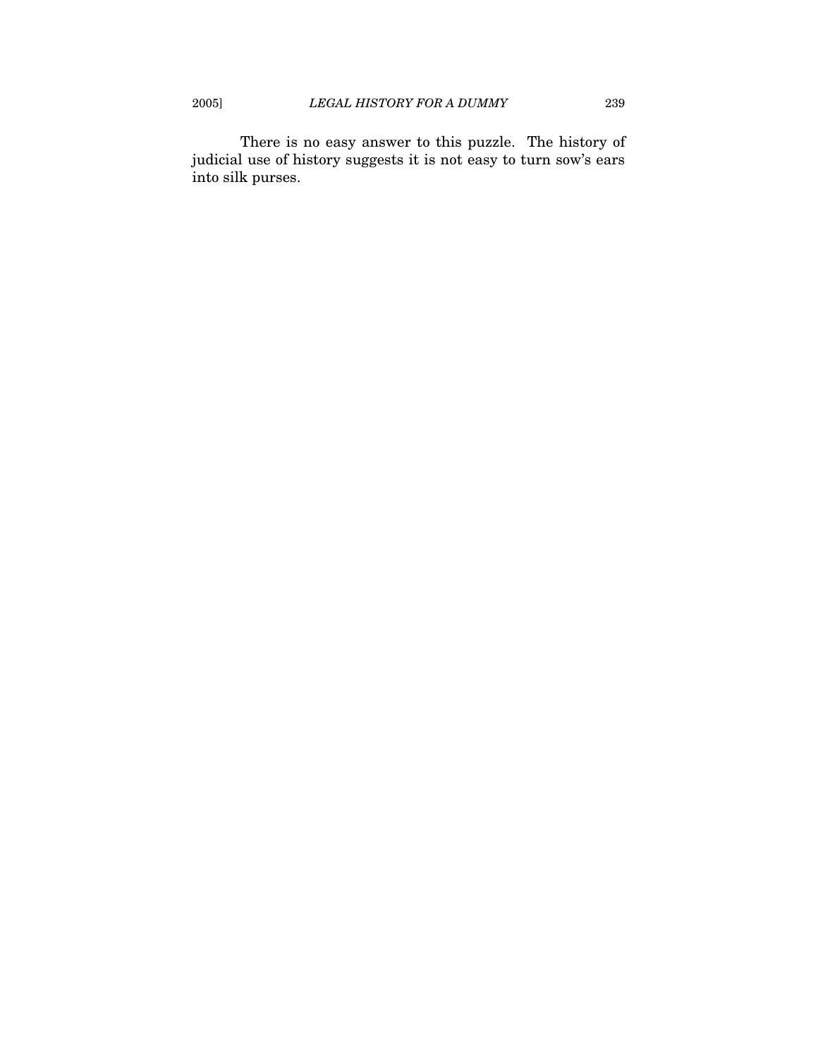There is no easy answer to this puzzle. The history of judicial use of history suggests it is not easy to turn sow's ears into silk purses.